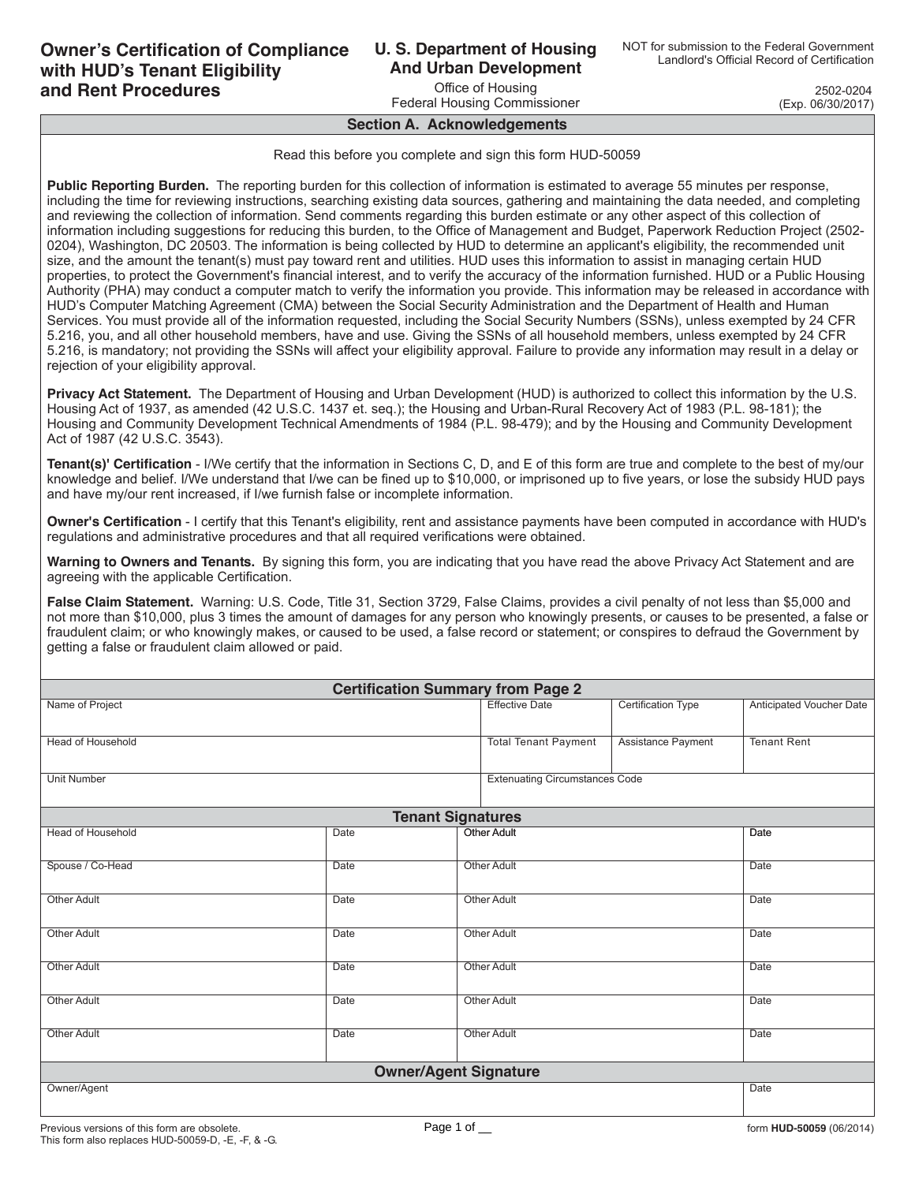# Owner's Certification of Compliance with HUD's Tenant Eligibility and Rent Procedures

**U. S. Department of Housing And Urban Development**

Office of Housing
Federal Housing Commissioner

NOT for submission to the Federal Government
Landlord's Official Record of Certification

2502-0204
(Exp. 06/30/2017)

## Section A. Acknowledgements

Read this before you complete and sign this form HUD-50059

**Public Reporting Burden.** The reporting burden for this collection of information is estimated to average 55 minutes per response, including the time for reviewing instructions, searching existing data sources, gathering and maintaining the data needed, and completing and reviewing the collection of information. Send comments regarding this burden estimate or any other aspect of this collection of information including suggestions for reducing this burden, to the Office of Management and Budget, Paperwork Reduction Project (2502-0204), Washington, DC 20503. The information is being collected by HUD to determine an applicant's eligibility, the recommended unit size, and the amount the tenant(s) must pay toward rent and utilities. HUD uses this information to assist in managing certain HUD properties, to protect the Government's financial interest, and to verify the accuracy of the information furnished. HUD or a Public Housing Authority (PHA) may conduct a computer match to verify the information you provide. This information may be released in accordance with HUD's Computer Matching Agreement (CMA) between the Social Security Administration and the Department of Health and Human Services. You must provide all of the information requested, including the Social Security Numbers (SSNs), unless exempted by 24 CFR 5.216, you, and all other household members, have and use. Giving the SSNs of all household members, unless exempted by 24 CFR 5.216, is mandatory; not providing the SSNs will affect your eligibility approval. Failure to provide any information may result in a delay or rejection of your eligibility approval.

**Privacy Act Statement.** The Department of Housing and Urban Development (HUD) is authorized to collect this information by the U.S. Housing Act of 1937, as amended (42 U.S.C. 1437 et. seq.); the Housing and Urban-Rural Recovery Act of 1983 (P.L. 98-181); the Housing and Community Development Technical Amendments of 1984 (P.L. 98-479); and by the Housing and Community Development Act of 1987 (42 U.S.C. 3543).

**Tenant(s)' Certification** - I/We certify that the information in Sections C, D, and E of this form are true and complete to the best of my/our knowledge and belief. I/We understand that I/we can be fined up to $10,000, or imprisoned up to five years, or lose the subsidy HUD pays and have my/our rent increased, if I/we furnish false or incomplete information.

**Owner's Certification** - I certify that this Tenant's eligibility, rent and assistance payments have been computed in accordance with HUD's regulations and administrative procedures and that all required verifications were obtained.

**Warning to Owners and Tenants.** By signing this form, you are indicating that you have read the above Privacy Act Statement and are agreeing with the applicable Certification.

**False Claim Statement.** Warning: U.S. Code, Title 31, Section 3729, False Claims, provides a civil penalty of not less than $5,000 and not more than $10,000, plus 3 times the amount of damages for any person who knowingly presents, or causes to be presented, a false or fraudulent claim; or who knowingly makes, or caused to be used, a false record or statement; or conspires to defraud the Government by getting a false or fraudulent claim allowed or paid.

## Certification Summary from Page 2

| Name of Project | Effective Date | Certification Type | Anticipated Voucher Date |
|---|---|---|---|
| **Head of Household** | **Total Tenant Payment** | **Assistance Payment** | **Tenant Rent** |
| **Unit Number** | **Extenuating Circumstances Code** | | |

## Tenant Signatures

| Head of Household | Date | Other Adult | Date |
|---|---|---|---|
| Spouse / Co-Head | Date | Other Adult | Date |
| Other Adult | Date | Other Adult | Date |
| Other Adult | Date | Other Adult | Date |
| Other Adult | Date | Other Adult | Date |
| Other Adult | Date | Other Adult | Date |
| Other Adult | Date | Other Adult | Date |

## Owner/Agent Signature

| Owner/Agent | Date |
|---|---|
| | |

Previous versions of this form are obsolete.
This form also replaces HUD-50059-D, -E, -F, & -G.

form **HUD-50059** (06/2014)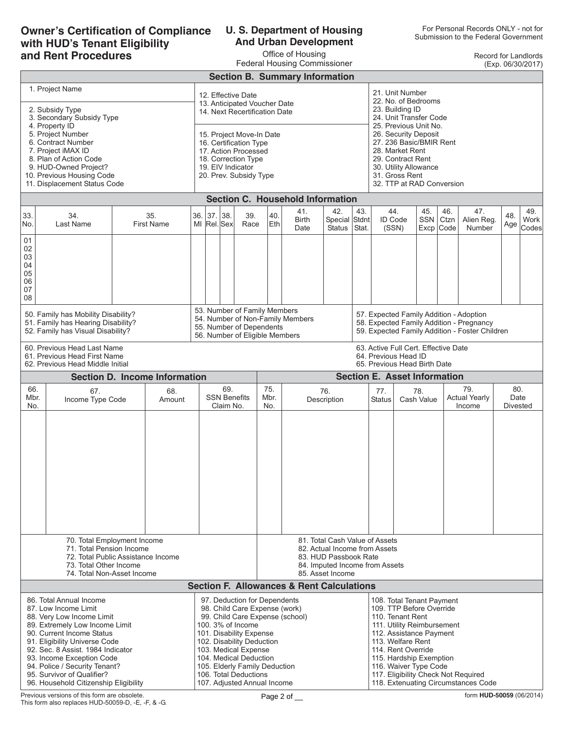# Owner's Certification of Compliance with HUD's Tenant Eligibility and Rent Procedures

**U. S. Department of Housing And Urban Development**
Office of Housing
Federal Housing Commissioner

For Personal Records ONLY - not for Submission to the Federal Government

Record for Landlords
(Exp. 06/30/2017)

## Section B. Summary Information

1. Project Name
2. Subsidy Type
3. Secondary Subsidy Type
4. Property ID
5. Project Number
6. Contract Number
7. Project iMAX ID
8. Plan of Action Code
9. HUD-Owned Project?
10. Previous Housing Code
11. Displacement Status Code
12. Effective Date
13. Anticipated Voucher Date
14. Next Recertification Date
15. Project Move-In Date
16. Certification Type
17. Action Processed
18. Correction Type
19. EIV Indicator
20. Prev. Subsidy Type
21. Unit Number
22. No. of Bedrooms
23. Building ID
24. Unit Transfer Code
25. Previous Unit No.
26. Security Deposit
27. 236 Basic/BMIR Rent
28. Market Rent
29. Contract Rent
30. Utility Allowance
31. Gross Rent
32. TTP at RAD Conversion

## Section C. Household Information

| 33. No. | 34. Last Name | 35. First Name | 36. MI | 37. Rel. | 38. Sex | 39. Race | 40. Eth | 41. Birth Date | 42. Special Status | 43. Stdnt Stat. | 44. ID Code (SSN) | 45. SSN Excp | 46. Ctzn Code | 47. Alien Reg. Number | 48. Age | 49. Work Codes |
|---|---|---|---|---|---|---|---|---|---|---|---|---|---|---|---|---|
| 01 | | | | | | | | | | | | | | | | |
| 02 | | | | | | | | | | | | | | | | |
| 03 | | | | | | | | | | | | | | | | |
| 04 | | | | | | | | | | | | | | | | |
| 05 | | | | | | | | | | | | | | | | |
| 06 | | | | | | | | | | | | | | | | |
| 07 | | | | | | | | | | | | | | | | |
| 08 | | | | | | | | | | | | | | | | |

50. Family has Mobility Disability?
51. Family has Hearing Disability?
52. Family has Visual Disability?
53. Number of Family Members
54. Number of Non-Family Members
55. Number of Dependents
56. Number of Eligible Members
57. Expected Family Addition - Adoption
58. Expected Family Addition - Pregnancy
59. Expected Family Addition - Foster Children
60. Previous Head Last Name
61. Previous Head First Name
62. Previous Head Middle Initial
63. Active Full Cert. Effective Date
64. Previous Head ID
65. Previous Head Birth Date

## Section D. Income Information

| 66. Mbr. No. | 67. Income Type Code | 68. Amount | 69. SSN Benefits Claim No. |
|---|---|---|---|
| | | | |

70. Total Employment Income
71. Total Pension Income
72. Total Public Assistance Income
73. Total Other Income
74. Total Non-Asset Income

## Section E. Asset Information

| 75. Mbr. No. | 76. Description | 77. Status | 78. Cash Value | 79. Actual Yearly Income | 80. Date Divested |
|---|---|---|---|---|---|
| | | | | | |

81. Total Cash Value of Assets
82. Actual Income from Assets
83. HUD Passbook Rate
84. Imputed Income from Assets
85. Asset Income

## Section F. Allowances & Rent Calculations

86. Total Annual Income
87. Low Income Limit
88. Very Low Income Limit
89. Extremely Low Income Limit
90. Current Income Status
91. Eligibility Universe Code
92. Sec. 8 Assist. 1984 Indicator
93. Income Exception Code
94. Police / Security Tenant?
95. Survivor of Qualifier?
96. Household Citizenship Eligibility
97. Deduction for Dependents
98. Child Care Expense (work)
99. Child Care Expense (school)
100. 3% of Income
101. Disability Expense
102. Disability Deduction
103. Medical Expense
104. Medical Deduction
105. Elderly Family Deduction
106. Total Deductions
107. Adjusted Annual Income
108. Total Tenant Payment
109. TTP Before Override
110. Tenant Rent
111. Utility Reimbursement
112. Assistance Payment
113. Welfare Rent
114. Rent Override
115. Hardship Exemption
116. Waiver Type Code
117. Eligibility Check Not Required
118. Extenuating Circumstances Code

Previous versions of this form are obsolete.
This form also replaces HUD-50059-D, -E, -F, & -G.

form **HUD-50059** (06/2014)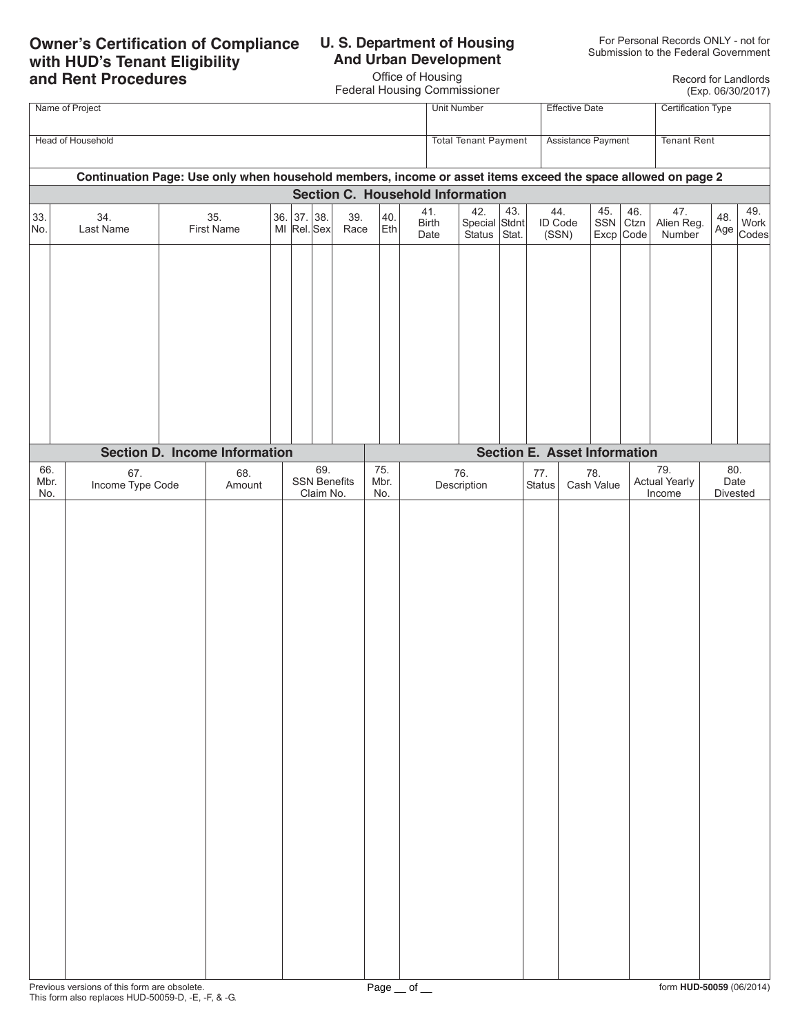# Owner's Certification of Compliance with HUD's Tenant Eligibility and Rent Procedures

**U. S. Department of Housing And Urban Development**

Office of Housing
Federal Housing Commissioner

For Personal Records ONLY - not for Submission to the Federal Government

Record for Landlords
(Exp. 06/30/2017)

| Name of Project | Unit Number | Effective Date | Certification Type |
|---|---|---|---|
| | | | |
| **Head of Household** | **Total Tenant Payment** | **Assistance Payment** | **Tenant Rent** |
| | | | |

**Continuation Page: Use only when household members, income or asset items exceed the space allowed on page 2**

## Section C. Household Information

| 33. No. | 34. Last Name | 35. First Name | 36. MI | 37. Rel. | 38. Sex | 39. Race | 40. Eth | 41. Birth Date | 42. Special Status | 43. Stdnt Stat. | 44. ID Code (SSN) | 45. SSN Excp | 46. Ctzn Code | 47. Alien Reg. Number | 48. Age | 49. Work Codes |
|---|---|---|---|---|---|---|---|---|---|---|---|---|---|---|---|---|
| | | | | | | | | | | | | | | | | |

## Section D. Income Information

| 66. Mbr. No. | 67. Income Type Code | 68. Amount | 69. SSN Benefits Claim No. |
|---|---|---|---|
| | | | |

## Section E. Asset Information

| 75. Mbr. No. | 76. Description | 77. Status | 78. Cash Value | 79. Actual Yearly Income | 80. Date Divested |
|---|---|---|---|---|---|
| | | | | | |

Previous versions of this form are obsolete.
This form also replaces HUD-50059-D, -E, -F, & -G.

Page __ of __

form **HUD-50059** (06/2014)